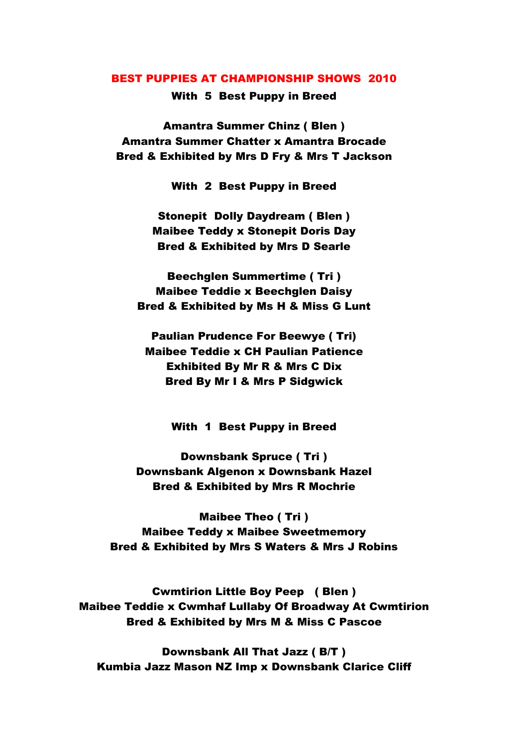# BEST PUPPIES AT CHAMPIONSHIP SHOWS 2010

## With 5 Best Puppy in Breed

**Amantra Summer Chinz ( Blen )**
**Amantra Summer Chatter x Amantra Brocade**
**Bred & Exhibited by Mrs D Fry & Mrs T Jackson**

## With 2 Best Puppy in Breed

**Stonepit Dolly Daydream ( Blen )**
**Maibee Teddy x Stonepit Doris Day**
**Bred & Exhibited by Mrs D Searle**

**Beechglen Summertime ( Tri )**
**Maibee Teddie x Beechglen Daisy**
**Bred & Exhibited by Ms H & Miss G Lunt**

**Paulian Prudence For Beewye ( Tri)**
**Maibee Teddie x CH Paulian Patience**
**Exhibited By Mr R & Mrs C Dix**
**Bred By Mr I & Mrs P Sidgwick**

## With 1 Best Puppy in Breed

**Downsbank Spruce ( Tri )**
**Downsbank Algenon x Downsbank Hazel**
**Bred & Exhibited by Mrs R Mochrie**

**Maibee Theo ( Tri )**
**Maibee Teddy x Maibee Sweetmemory**
**Bred & Exhibited by Mrs S Waters & Mrs J Robins**

**Cwmtirion Little Boy Peep ( Blen )**
**Maibee Teddie x Cwmhaf Lullaby Of Broadway At Cwmtirion**
**Bred & Exhibited by Mrs M & Miss C Pascoe**

**Downsbank All That Jazz ( B/T )**
**Kumbia Jazz Mason NZ Imp x Downsbank Clarice Cliff**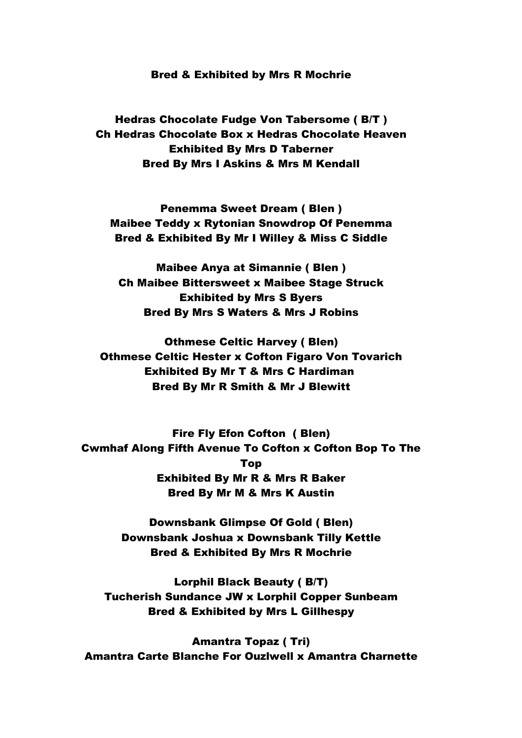**Bred & Exhibited by Mrs R Mochrie**

**Hedras Chocolate Fudge Von Tabersome ( B/T )**
**Ch Hedras Chocolate Box x Hedras Chocolate Heaven**
**Exhibited By Mrs D Taberner**
**Bred By Mrs I Askins & Mrs M Kendall**

**Penemma Sweet Dream ( Blen )**
**Maibee Teddy x Rytonian Snowdrop Of Penemma**
**Bred & Exhibited By Mr I Willey & Miss C Siddle**

**Maibee Anya at Simannie ( Blen )**
**Ch Maibee Bittersweet x Maibee Stage Struck**
**Exhibited by Mrs S Byers**
**Bred By Mrs S Waters & Mrs J Robins**

**Othmese Celtic Harvey ( Blen)**
**Othmese Celtic Hester x Cofton Figaro Von Tovarich**
**Exhibited By Mr T & Mrs C Hardiman**
**Bred By Mr R Smith & Mr J Blewitt**

**Fire Fly Efon Cofton ( Blen)**
**Cwmhaf Along Fifth Avenue To Cofton x Cofton Bop To The Top**
**Exhibited By Mr R & Mrs R Baker**
**Bred By Mr M & Mrs K Austin**

**Downsbank Glimpse Of Gold ( Blen)**
**Downsbank Joshua x Downsbank Tilly Kettle**
**Bred & Exhibited By Mrs R Mochrie**

**Lorphil Black Beauty ( B/T)**
**Tucherish Sundance JW x Lorphil Copper Sunbeam**
**Bred & Exhibited by Mrs L Gillhespy**

**Amantra Topaz ( Tri)**
**Amantra Carte Blanche For Ouzlwell x Amantra Charnette**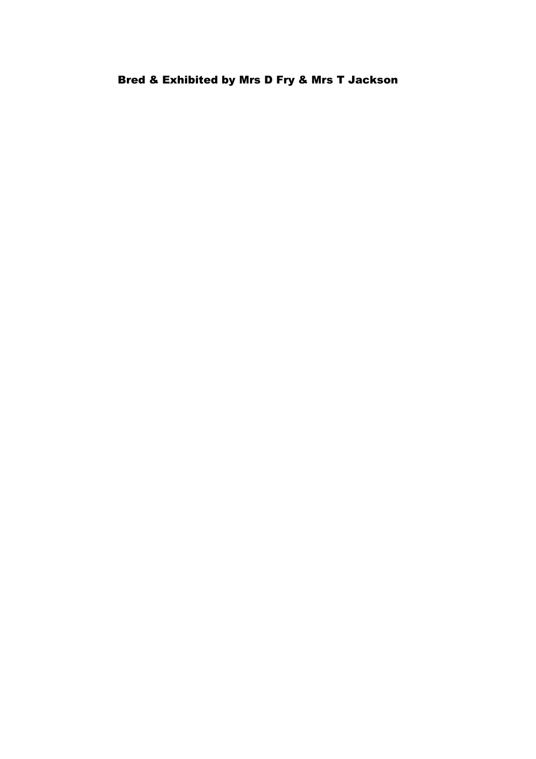**Bred & Exhibited by Mrs D Fry & Mrs T Jackson**